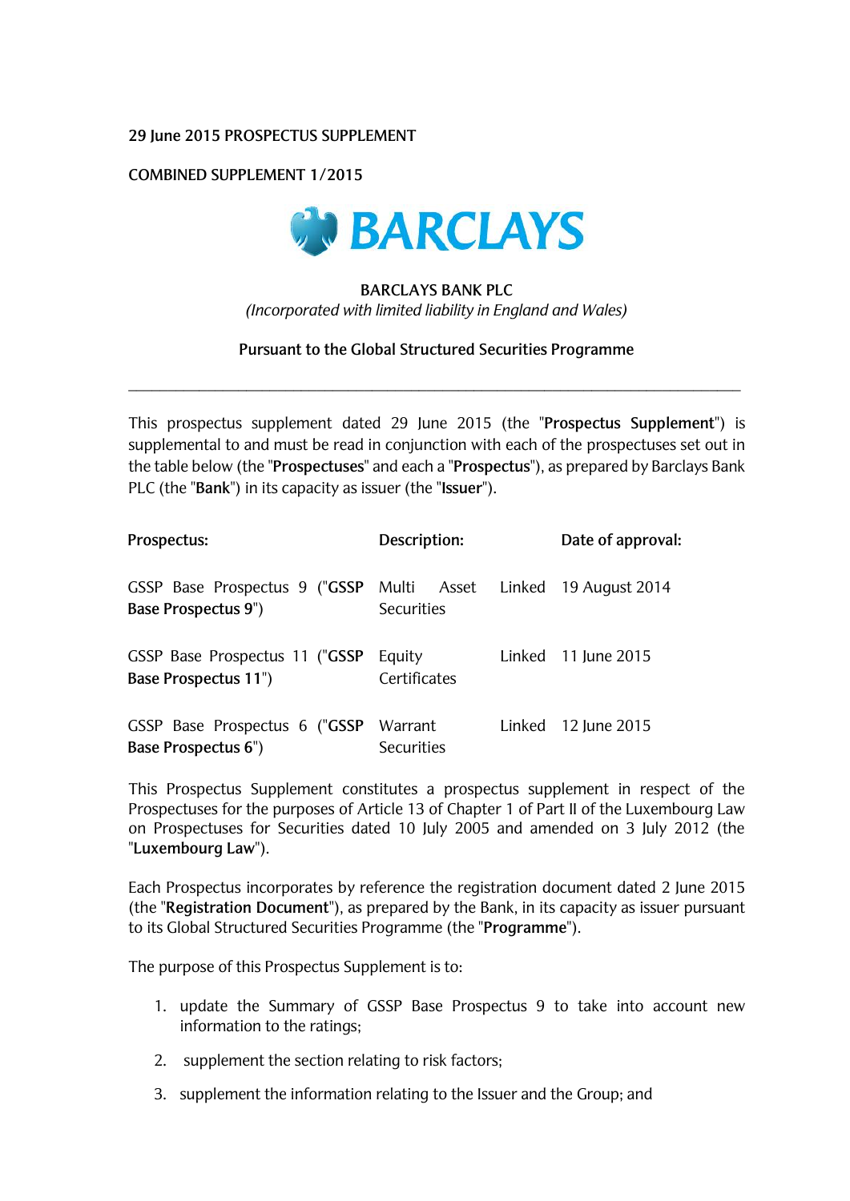**29 June 2015 PROSPECTUS SUPPLEMENT**

**COMBINED SUPPLEMENT 1/2015**

**BARCLAYS**

**BARCLAYS BANK PLC**

*(Incorporated with limited liability in England and Wales)*

**Pursuant to the Global Structured Securities Programme**

---

This prospectus supplement dated 29 June 2015 (the "**Prospectus Supplement**") is supplemental to and must be read in conjunction with each of the prospectuses set out in the table below (the "**Prospectuses**" and each a "**Prospectus**"), as prepared by Barclays Bank PLC (the "**Bank**") in its capacity as issuer (the "**Issuer**").

| Prospectus: | Description: | Date of approval: |
|---|---|---|
| GSSP Base Prospectus 9 ("**GSSP Base Prospectus 9**") | Multi Asset Linked Securities | 19 August 2014 |
| GSSP Base Prospectus 11 ("**GSSP Base Prospectus 11**") | Equity Linked Certificates | 11 June 2015 |
| GSSP Base Prospectus 6 ("**GSSP Base Prospectus 6**") | Warrant Linked Securities | 12 June 2015 |

This Prospectus Supplement constitutes a prospectus supplement in respect of the Prospectuses for the purposes of Article 13 of Chapter 1 of Part II of the Luxembourg Law on Prospectuses for Securities dated 10 July 2005 and amended on 3 July 2012 (the "**Luxembourg Law**").

Each Prospectus incorporates by reference the registration document dated 2 June 2015 (the "**Registration Document**"), as prepared by the Bank, in its capacity as issuer pursuant to its Global Structured Securities Programme (the "**Programme**").

The purpose of this Prospectus Supplement is to:

1. update the Summary of GSSP Base Prospectus 9 to take into account new information to the ratings;
2. supplement the section relating to risk factors;
3. supplement the information relating to the Issuer and the Group; and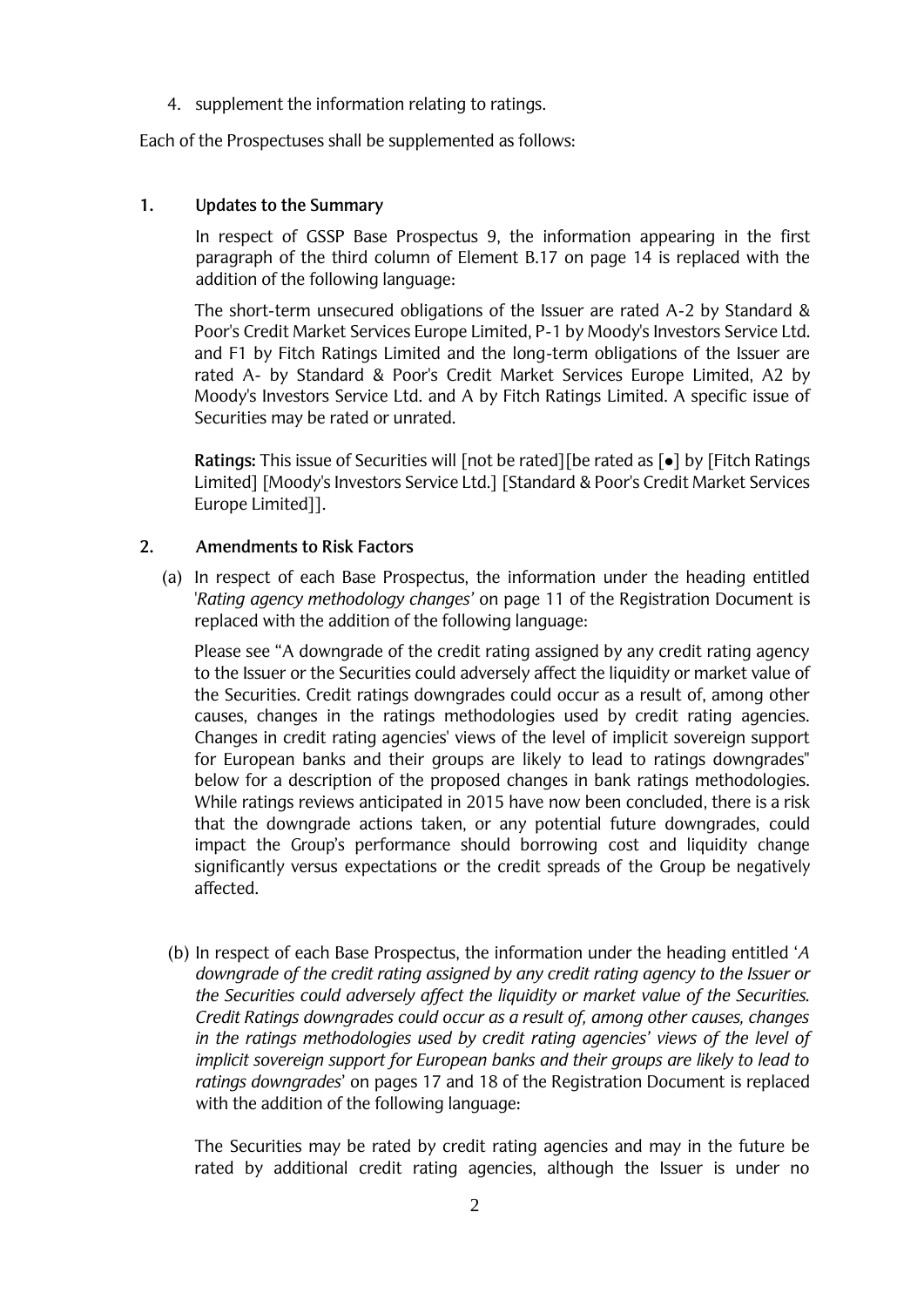4. supplement the information relating to ratings.

Each of the Prospectuses shall be supplemented as follows:

## 1. Updates to the Summary

In respect of GSSP Base Prospectus 9, the information appearing in the first paragraph of the third column of Element B.17 on page 14 is replaced with the addition of the following language:

The short-term unsecured obligations of the Issuer are rated A-2 by Standard & Poor's Credit Market Services Europe Limited, P-1 by Moody's Investors Service Ltd. and F1 by Fitch Ratings Limited and the long-term obligations of the Issuer are rated A- by Standard & Poor's Credit Market Services Europe Limited, A2 by Moody's Investors Service Ltd. and A by Fitch Ratings Limited. A specific issue of Securities may be rated or unrated.

**Ratings:** This issue of Securities will [not be rated][be rated as [•] by [Fitch Ratings Limited] [Moody's Investors Service Ltd.] [Standard & Poor's Credit Market Services Europe Limited]].

## 2. Amendments to Risk Factors

(a) In respect of each Base Prospectus, the information under the heading entitled '*Rating agency methodology changes'* on page 11 of the Registration Document is replaced with the addition of the following language:

Please see "A downgrade of the credit rating assigned by any credit rating agency to the Issuer or the Securities could adversely affect the liquidity or market value of the Securities. Credit ratings downgrades could occur as a result of, among other causes, changes in the ratings methodologies used by credit rating agencies. Changes in credit rating agencies' views of the level of implicit sovereign support for European banks and their groups are likely to lead to ratings downgrades" below for a description of the proposed changes in bank ratings methodologies. While ratings reviews anticipated in 2015 have now been concluded, there is a risk that the downgrade actions taken, or any potential future downgrades, could impact the Group's performance should borrowing cost and liquidity change significantly versus expectations or the credit spreads of the Group be negatively affected.

(b) In respect of each Base Prospectus, the information under the heading entitled '*A downgrade of the credit rating assigned by any credit rating agency to the Issuer or the Securities could adversely affect the liquidity or market value of the Securities. Credit Ratings downgrades could occur as a result of, among other causes, changes in the ratings methodologies used by credit rating agencies' views of the level of implicit sovereign support for European banks and their groups are likely to lead to ratings downgrades*' on pages 17 and 18 of the Registration Document is replaced with the addition of the following language:

The Securities may be rated by credit rating agencies and may in the future be rated by additional credit rating agencies, although the Issuer is under no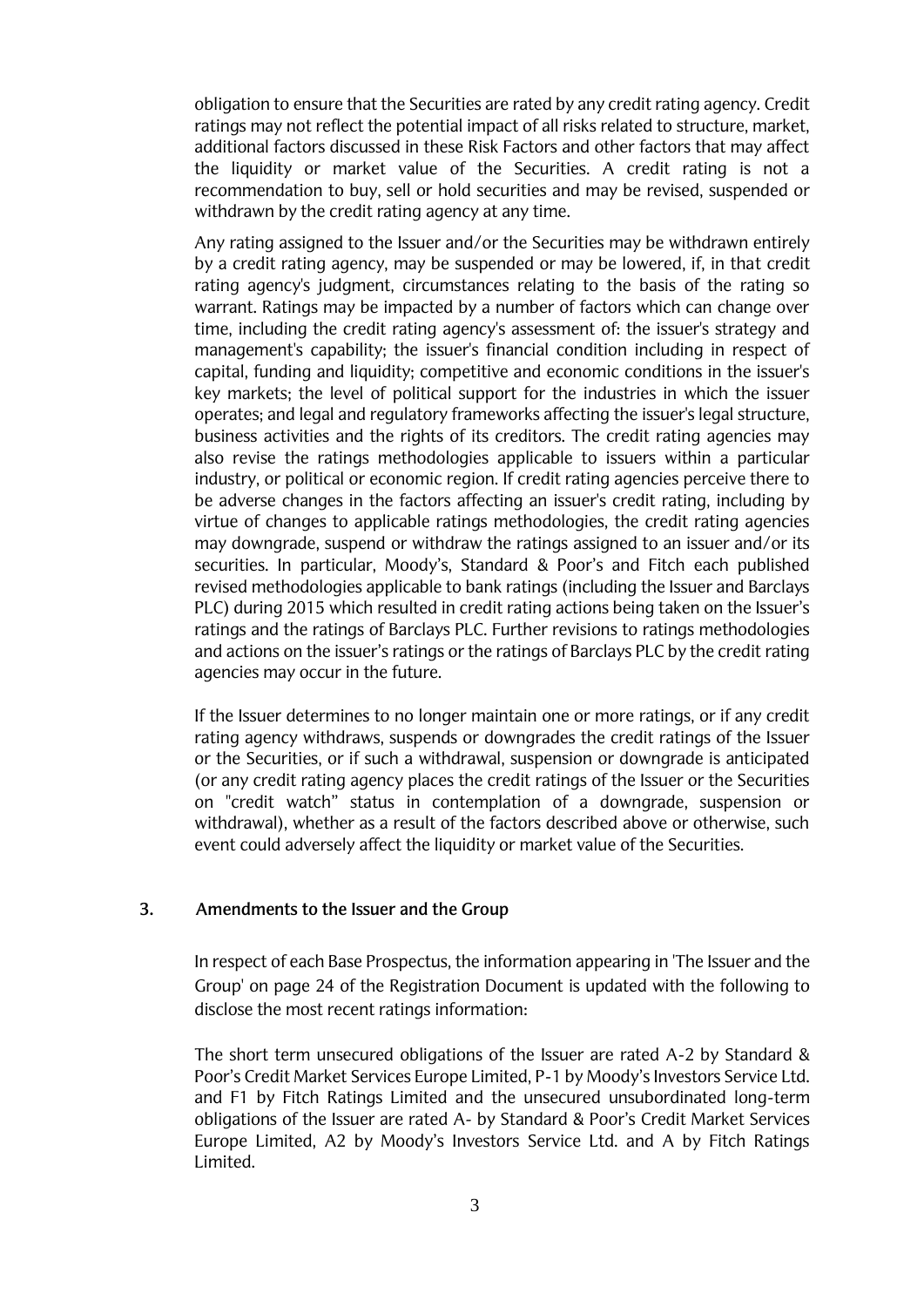obligation to ensure that the Securities are rated by any credit rating agency. Credit ratings may not reflect the potential impact of all risks related to structure, market, additional factors discussed in these Risk Factors and other factors that may affect the liquidity or market value of the Securities. A credit rating is not a recommendation to buy, sell or hold securities and may be revised, suspended or withdrawn by the credit rating agency at any time.

Any rating assigned to the Issuer and/or the Securities may be withdrawn entirely by a credit rating agency, may be suspended or may be lowered, if, in that credit rating agency's judgment, circumstances relating to the basis of the rating so warrant. Ratings may be impacted by a number of factors which can change over time, including the credit rating agency's assessment of: the issuer's strategy and management's capability; the issuer's financial condition including in respect of capital, funding and liquidity; competitive and economic conditions in the issuer's key markets; the level of political support for the industries in which the issuer operates; and legal and regulatory frameworks affecting the issuer's legal structure, business activities and the rights of its creditors. The credit rating agencies may also revise the ratings methodologies applicable to issuers within a particular industry, or political or economic region. If credit rating agencies perceive there to be adverse changes in the factors affecting an issuer's credit rating, including by virtue of changes to applicable ratings methodologies, the credit rating agencies may downgrade, suspend or withdraw the ratings assigned to an issuer and/or its securities. In particular, Moody's, Standard & Poor's and Fitch each published revised methodologies applicable to bank ratings (including the Issuer and Barclays PLC) during 2015 which resulted in credit rating actions being taken on the Issuer's ratings and the ratings of Barclays PLC. Further revisions to ratings methodologies and actions on the issuer's ratings or the ratings of Barclays PLC by the credit rating agencies may occur in the future.

If the Issuer determines to no longer maintain one or more ratings, or if any credit rating agency withdraws, suspends or downgrades the credit ratings of the Issuer or the Securities, or if such a withdrawal, suspension or downgrade is anticipated (or any credit rating agency places the credit ratings of the Issuer or the Securities on "credit watch" status in contemplation of a downgrade, suspension or withdrawal), whether as a result of the factors described above or otherwise, such event could adversely affect the liquidity or market value of the Securities.

## 3. Amendments to the Issuer and the Group

In respect of each Base Prospectus, the information appearing in 'The Issuer and the Group' on page 24 of the Registration Document is updated with the following to disclose the most recent ratings information:

The short term unsecured obligations of the Issuer are rated A-2 by Standard & Poor's Credit Market Services Europe Limited, P-1 by Moody's Investors Service Ltd. and F1 by Fitch Ratings Limited and the unsecured unsubordinated long-term obligations of the Issuer are rated A- by Standard & Poor's Credit Market Services Europe Limited, A2 by Moody's Investors Service Ltd. and A by Fitch Ratings Limited.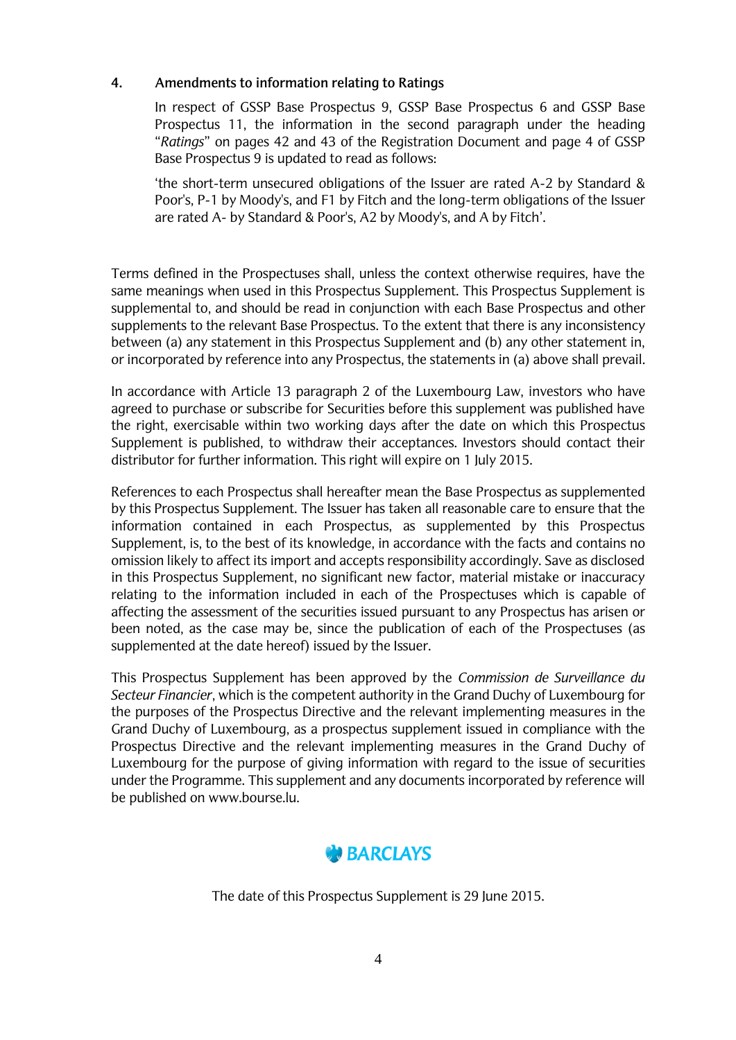## 4. Amendments to information relating to Ratings

In respect of GSSP Base Prospectus 9, GSSP Base Prospectus 6 and GSSP Base Prospectus 11, the information in the second paragraph under the heading "*Ratings*" on pages 42 and 43 of the Registration Document and page 4 of GSSP Base Prospectus 9 is updated to read as follows:

'the short-term unsecured obligations of the Issuer are rated A-2 by Standard & Poor's, P-1 by Moody's, and F1 by Fitch and the long-term obligations of the Issuer are rated A- by Standard & Poor's, A2 by Moody's, and A by Fitch'.

Terms defined in the Prospectuses shall, unless the context otherwise requires, have the same meanings when used in this Prospectus Supplement. This Prospectus Supplement is supplemental to, and should be read in conjunction with each Base Prospectus and other supplements to the relevant Base Prospectus. To the extent that there is any inconsistency between (a) any statement in this Prospectus Supplement and (b) any other statement in, or incorporated by reference into any Prospectus, the statements in (a) above shall prevail.

In accordance with Article 13 paragraph 2 of the Luxembourg Law, investors who have agreed to purchase or subscribe for Securities before this supplement was published have the right, exercisable within two working days after the date on which this Prospectus Supplement is published, to withdraw their acceptances. Investors should contact their distributor for further information. This right will expire on 1 July 2015.

References to each Prospectus shall hereafter mean the Base Prospectus as supplemented by this Prospectus Supplement. The Issuer has taken all reasonable care to ensure that the information contained in each Prospectus, as supplemented by this Prospectus Supplement, is, to the best of its knowledge, in accordance with the facts and contains no omission likely to affect its import and accepts responsibility accordingly. Save as disclosed in this Prospectus Supplement, no significant new factor, material mistake or inaccuracy relating to the information included in each of the Prospectuses which is capable of affecting the assessment of the securities issued pursuant to any Prospectus has arisen or been noted, as the case may be, since the publication of each of the Prospectuses (as supplemented at the date hereof) issued by the Issuer.

This Prospectus Supplement has been approved by the *Commission de Surveillance du Secteur Financier*, which is the competent authority in the Grand Duchy of Luxembourg for the purposes of the Prospectus Directive and the relevant implementing measures in the Grand Duchy of Luxembourg, as a prospectus supplement issued in compliance with the Prospectus Directive and the relevant implementing measures in the Grand Duchy of Luxembourg for the purpose of giving information with regard to the issue of securities under the Programme. This supplement and any documents incorporated by reference will be published on www.bourse.lu.

BARCLAYS

The date of this Prospectus Supplement is 29 June 2015.